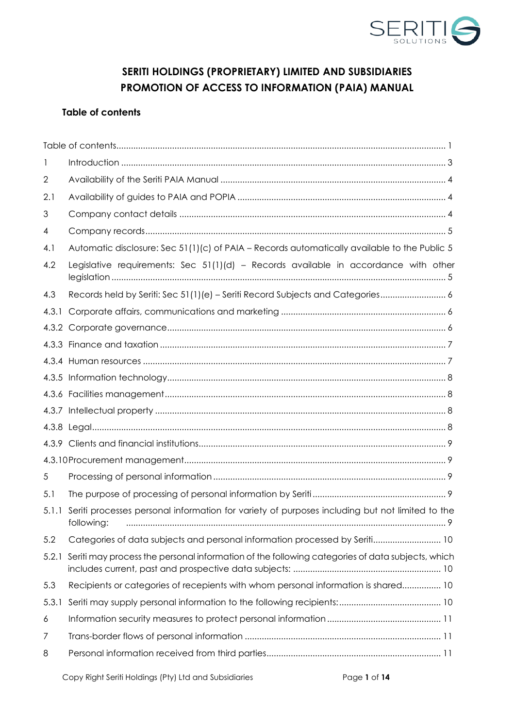# SERITI HOLDINGS (PROPRIETARY) LIMITED AND SUBSIDIARIES PROMOTION OF ACCESS TO INFORMATION (PAIA) MANUAL

## Table of contents

| | | |
|---|---|---|
| | Table of contents | 1 |
| 1 | Introduction | 3 |
| 2 | Availability of the Seriti PAIA Manual | 4 |
| 2.1 | Availability of guides to PAIA and POPIA | 4 |
| 3 | Company contact details | 4 |
| 4 | Company records | 5 |
| 4.1 | Automatic disclosure: Sec 51(1)(c) of PAIA – Records automatically available to the Public | 5 |
| 4.2 | Legislative requirements: Sec 51(1)(d) – Records available in accordance with other legislation | 5 |
| 4.3 | Records held by Seriti: Sec 51(1)(e) – Seriti Record Subjects and Categories | 6 |
| 4.3.1 | Corporate affairs, communications and marketing | 6 |
| 4.3.2 | Corporate governance | 6 |
| 4.3.3 | Finance and taxation | 7 |
| 4.3.4 | Human resources | 7 |
| 4.3.5 | Information technology | 8 |
| 4.3.6 | Facilities management | 8 |
| 4.3.7 | Intellectual property | 8 |
| 4.3.8 | Legal | 8 |
| 4.3.9 | Clients and financial institutions | 9 |
| 4.3.10 | Procurement management | 9 |
| 5 | Processing of personal information | 9 |
| 5.1 | The purpose of processing of personal information by Seriti | 9 |
| 5.1.1 | Seriti processes personal information for variety of purposes including but not limited to the following: | 9 |
| 5.2 | Categories of data subjects and personal information processed by Seriti | 10 |
| 5.2.1 | Seriti may process the personal information of the following categories of data subjects, which includes current, past and prospective data subjects: | 10 |
| 5.3 | Recipients or categories of recepients with whom personal information is shared | 10 |
| 5.3.1 | Seriti may supply personal information to the following recipients: | 10 |
| 6 | Information security measures to protect personal information | 11 |
| 7 | Trans-border flows of personal information | 11 |
| 8 | Personal information received from third parties | 11 |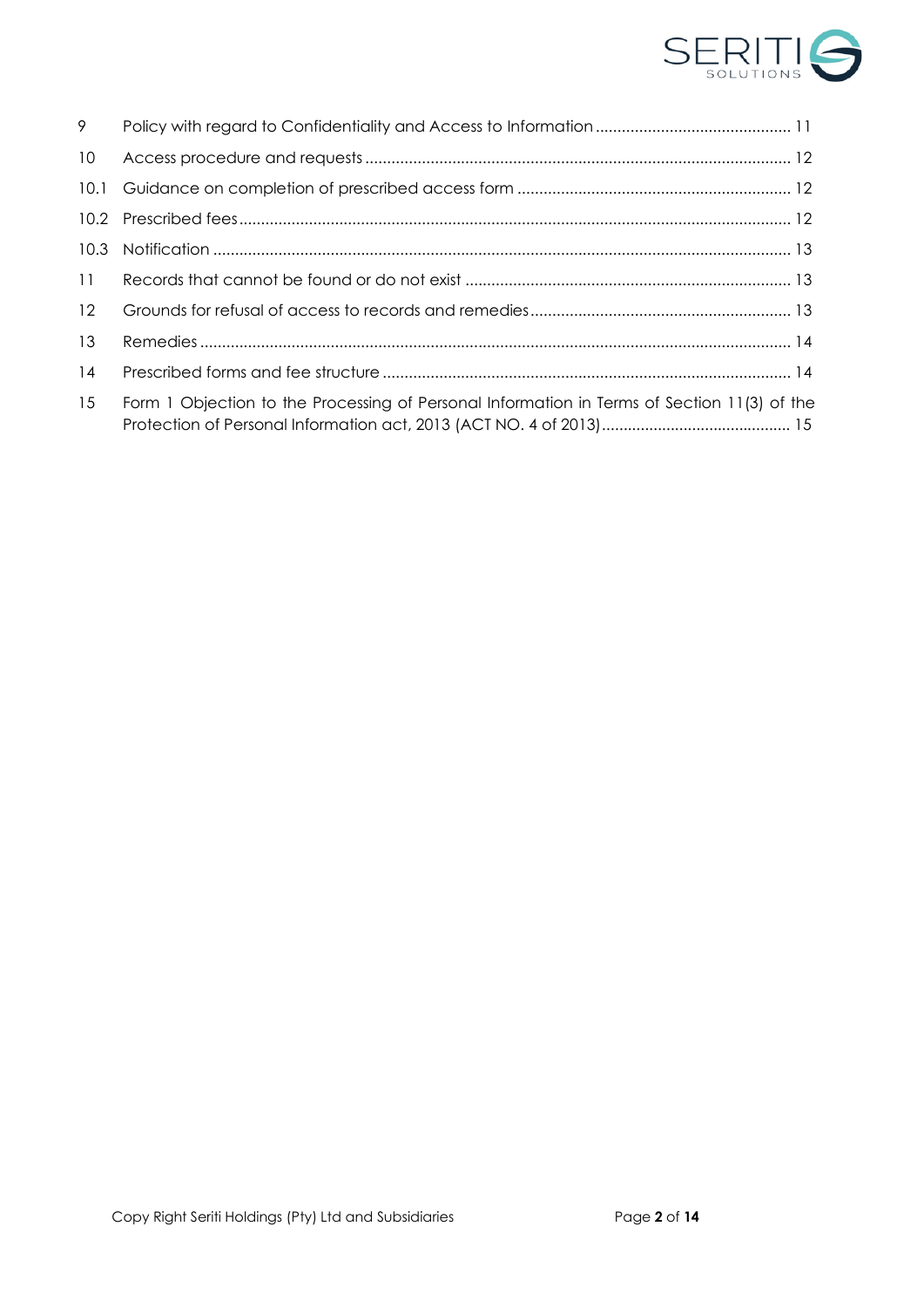| | | |
|---|---|---|
| 9 | Policy with regard to Confidentiality and Access to Information | 11 |
| 10 | Access procedure and requests | 12 |
| 10.1 | Guidance on completion of prescribed access form | 12 |
| 10.2 | Prescribed fees | 12 |
| 10.3 | Notification | 13 |
| 11 | Records that cannot be found or do not exist | 13 |
| 12 | Grounds for refusal of access to records and remedies | 13 |
| 13 | Remedies | 14 |
| 14 | Prescribed forms and fee structure | 14 |
| 15 | Form 1 Objection to the Processing of Personal Information in Terms of Section 11(3) of the Protection of Personal Information act, 2013 (ACT NO. 4 of 2013) | 15 |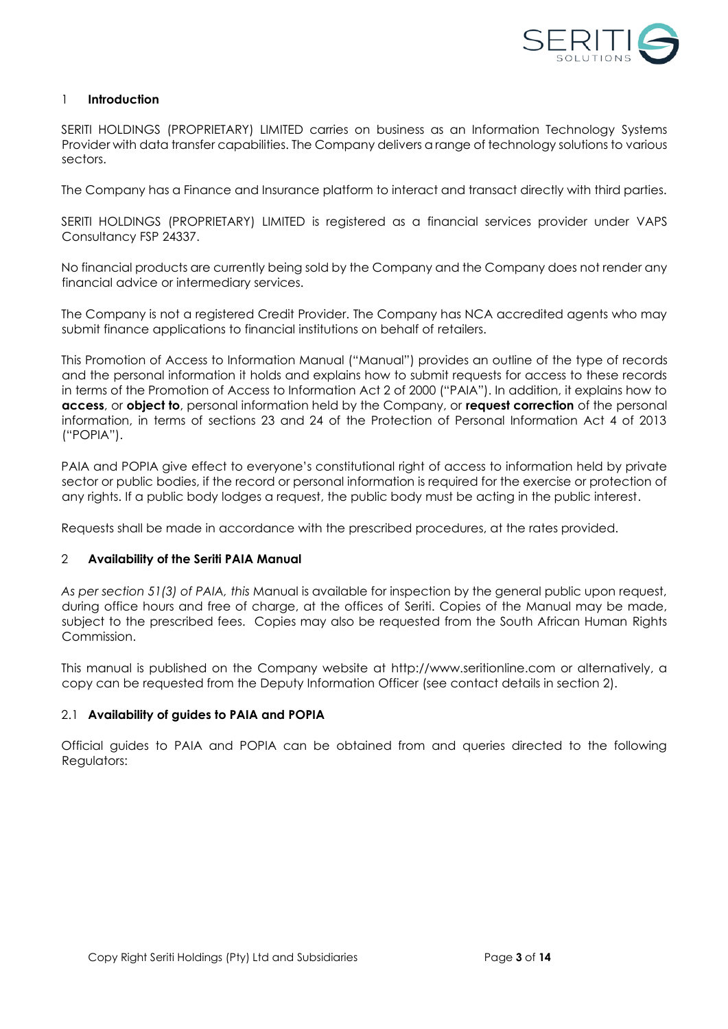## 1 Introduction

SERITI HOLDINGS (PROPRIETARY) LIMITED carries on business as an Information Technology Systems Provider with data transfer capabilities. The Company delivers a range of technology solutions to various sectors.

The Company has a Finance and Insurance platform to interact and transact directly with third parties.

SERITI HOLDINGS (PROPRIETARY) LIMITED is registered as a financial services provider under VAPS Consultancy FSP 24337.

No financial products are currently being sold by the Company and the Company does not render any financial advice or intermediary services.

The Company is not a registered Credit Provider. The Company has NCA accredited agents who may submit finance applications to financial institutions on behalf of retailers.

This Promotion of Access to Information Manual ("Manual") provides an outline of the type of records and the personal information it holds and explains how to submit requests for access to these records in terms of the Promotion of Access to Information Act 2 of 2000 ("PAIA"). In addition, it explains how to **access**, or **object to**, personal information held by the Company, or **request correction** of the personal information, in terms of sections 23 and 24 of the Protection of Personal Information Act 4 of 2013 ("POPIA").

PAIA and POPIA give effect to everyone's constitutional right of access to information held by private sector or public bodies, if the record or personal information is required for the exercise or protection of any rights. If a public body lodges a request, the public body must be acting in the public interest.

Requests shall be made in accordance with the prescribed procedures, at the rates provided.

## 2 Availability of the Seriti PAIA Manual

*As per section 51(3) of PAIA, this* Manual is available for inspection by the general public upon request, during office hours and free of charge, at the offices of Seriti. Copies of the Manual may be made, subject to the prescribed fees. Copies may also be requested from the South African Human Rights Commission.

This manual is published on the Company website at http://www.seritionline.com or alternatively, a copy can be requested from the Deputy Information Officer (see contact details in section 2).

### 2.1 Availability of guides to PAIA and POPIA

Official guides to PAIA and POPIA can be obtained from and queries directed to the following Regulators: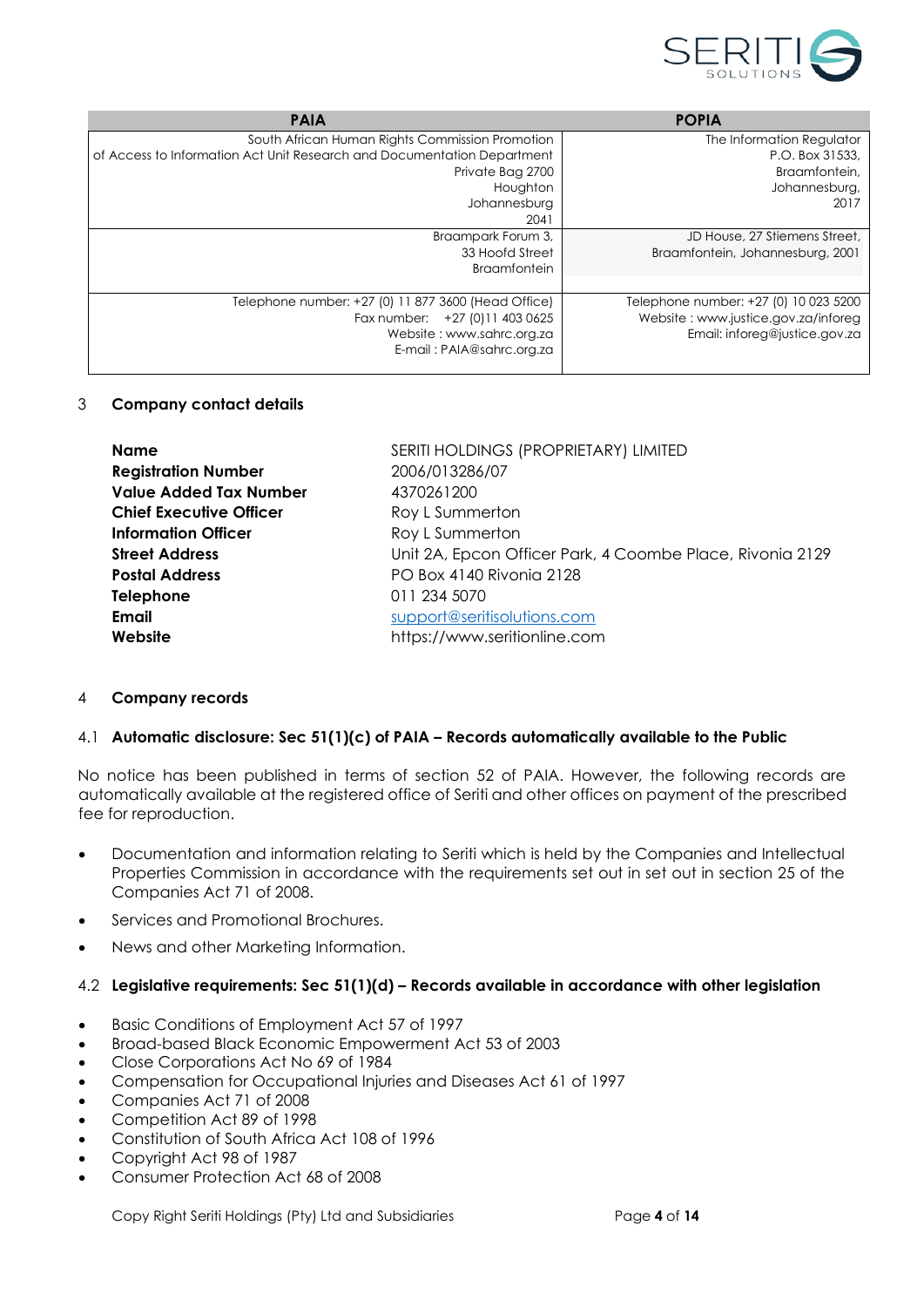| PAIA | POPIA |
| --- | --- |
| South African Human Rights Commission Promotion of Access to Information Act Unit Research and Documentation Department<br>Private Bag 2700<br>Houghton<br>Johannesburg<br>2041 | The Information Regulator<br>P.O. Box 31533,<br>Braamfontein,<br>Johannesburg,<br>2017 |
| Braampark Forum 3,<br>33 Hoofd Street<br>Braamfontein | JD House, 27 Stiemens Street,<br>Braamfontein, Johannesburg, 2001 |
| Telephone number: +27 (0) 11 877 3600 (Head Office)<br>Fax number: +27 (0)11 403 0625<br>Website : www.sahrc.org.za<br>E-mail : PAIA@sahrc.org.za | Telephone number: +27 (0) 10 023 5200<br>Website : www.justice.gov.za/inforeg<br>Email: inforeg@justice.gov.za |

## 3 Company contact details

| | |
| --- | --- |
| **Name** | SERITI HOLDINGS (PROPRIETARY) LIMITED |
| **Registration Number** | 2006/013286/07 |
| **Value Added Tax Number** | 4370261200 |
| **Chief Executive Officer** | Roy L Summerton |
| **Information Officer** | Roy L Summerton |
| **Street Address** | Unit 2A, Epcon Officer Park, 4 Coombe Place, Rivonia 2129 |
| **Postal Address** | PO Box 4140 Rivonia 2128 |
| **Telephone** | 011 234 5070 |
| **Email** | support@seritisolutions.com |
| **Website** | https://www.seritionline.com |

## 4 Company records

### 4.1 Automatic disclosure: Sec 51(1)(c) of PAIA – Records automatically available to the Public

No notice has been published in terms of section 52 of PAIA. However, the following records are automatically available at the registered office of Seriti and other offices on payment of the prescribed fee for reproduction.

- Documentation and information relating to Seriti which is held by the Companies and Intellectual Properties Commission in accordance with the requirements set out in set out in section 25 of the Companies Act 71 of 2008.
- Services and Promotional Brochures.
- News and other Marketing Information.

### 4.2 Legislative requirements: Sec 51(1)(d) – Records available in accordance with other legislation

- Basic Conditions of Employment Act 57 of 1997
- Broad-based Black Economic Empowerment Act 53 of 2003
- Close Corporations Act No 69 of 1984
- Compensation for Occupational Injuries and Diseases Act 61 of 1997
- Companies Act 71 of 2008
- Competition Act 89 of 1998
- Constitution of South Africa Act 108 of 1996
- Copyright Act 98 of 1987
- Consumer Protection Act 68 of 2008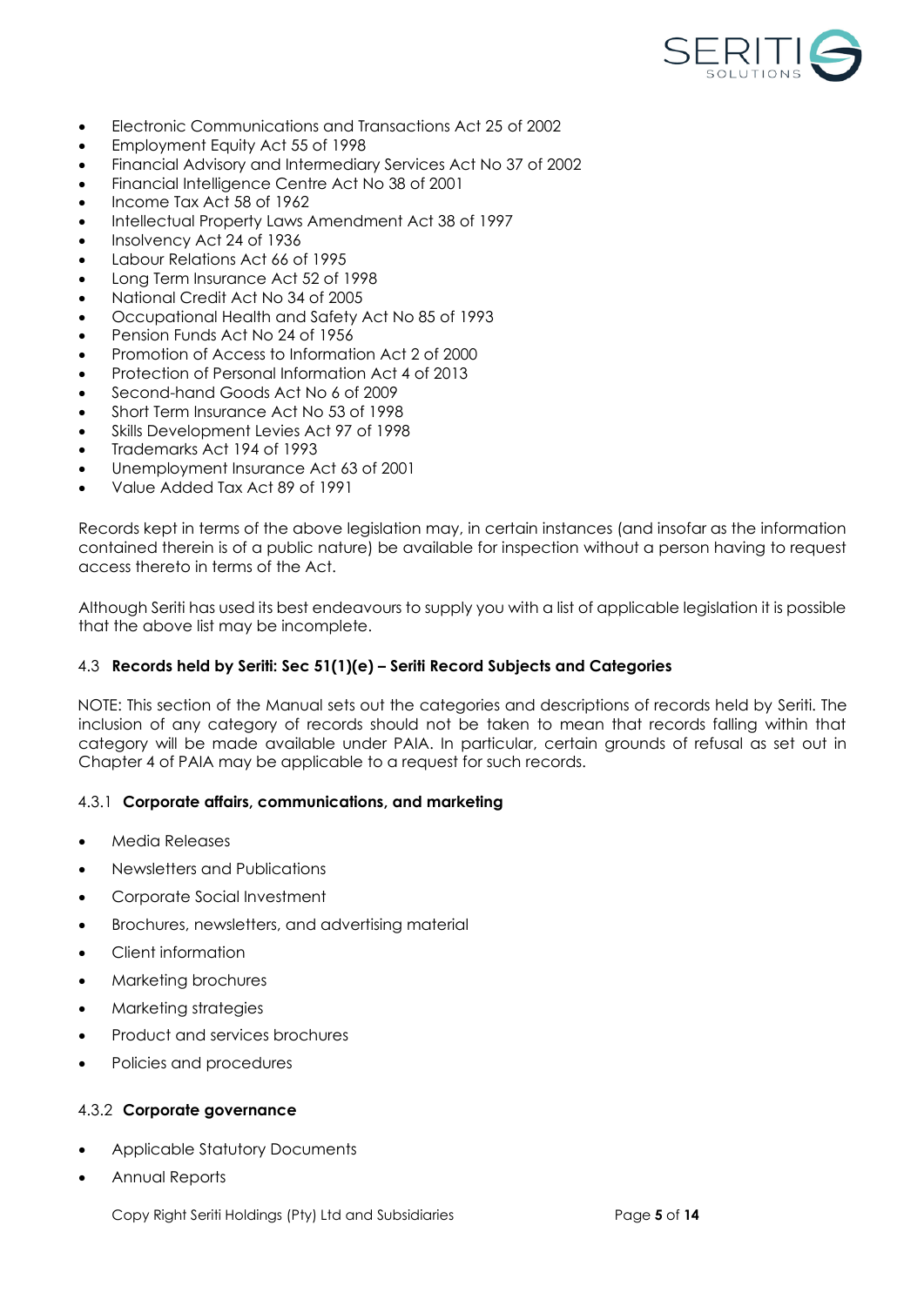- Electronic Communications and Transactions Act 25 of 2002
- Employment Equity Act 55 of 1998
- Financial Advisory and Intermediary Services Act No 37 of 2002
- Financial Intelligence Centre Act No 38 of 2001
- Income Tax Act 58 of 1962
- Intellectual Property Laws Amendment Act 38 of 1997
- Insolvency Act 24 of 1936
- Labour Relations Act 66 of 1995
- Long Term Insurance Act 52 of 1998
- National Credit Act No 34 of 2005
- Occupational Health and Safety Act No 85 of 1993
- Pension Funds Act No 24 of 1956
- Promotion of Access to Information Act 2 of 2000
- Protection of Personal Information Act 4 of 2013
- Second-hand Goods Act No 6 of 2009
- Short Term Insurance Act No 53 of 1998
- Skills Development Levies Act 97 of 1998
- Trademarks Act 194 of 1993
- Unemployment Insurance Act 63 of 2001
- Value Added Tax Act 89 of 1991

Records kept in terms of the above legislation may, in certain instances (and insofar as the information contained therein is of a public nature) be available for inspection without a person having to request access thereto in terms of the Act.

Although Seriti has used its best endeavours to supply you with a list of applicable legislation it is possible that the above list may be incomplete.

### 4.3 **Records held by Seriti: Sec 51(1)(e) – Seriti Record Subjects and Categories**

NOTE: This section of the Manual sets out the categories and descriptions of records held by Seriti. The inclusion of any category of records should not be taken to mean that records falling within that category will be made available under PAIA. In particular, certain grounds of refusal as set out in Chapter 4 of PAIA may be applicable to a request for such records.

#### 4.3.1 **Corporate affairs, communications, and marketing**

- Media Releases
- Newsletters and Publications
- Corporate Social Investment
- Brochures, newsletters, and advertising material
- Client information
- Marketing brochures
- Marketing strategies
- Product and services brochures
- Policies and procedures

#### 4.3.2 **Corporate governance**

- Applicable Statutory Documents
- Annual Reports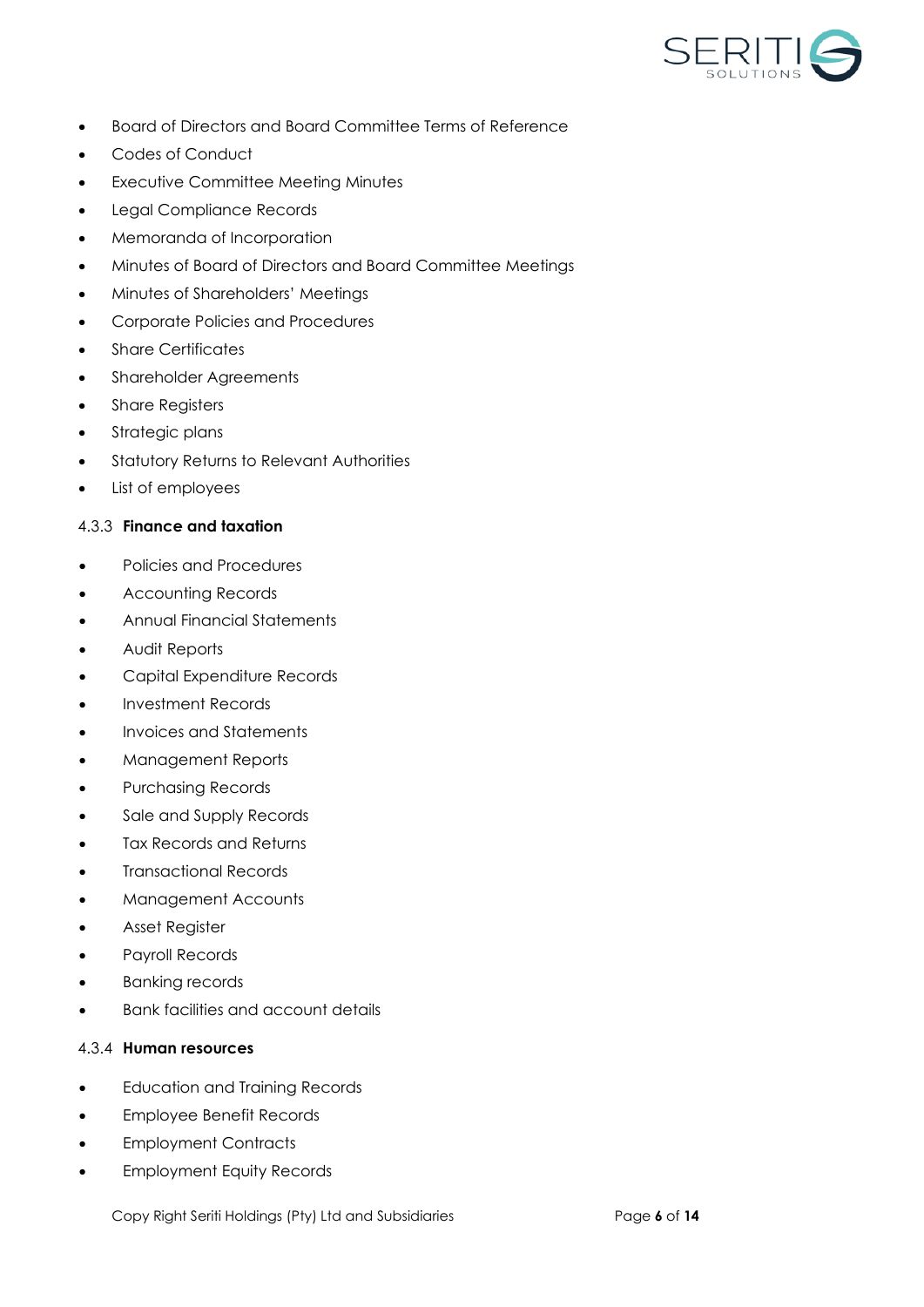- Board of Directors and Board Committee Terms of Reference
- Codes of Conduct
- Executive Committee Meeting Minutes
- Legal Compliance Records
- Memoranda of Incorporation
- Minutes of Board of Directors and Board Committee Meetings
- Minutes of Shareholders' Meetings
- Corporate Policies and Procedures
- Share Certificates
- Shareholder Agreements
- Share Registers
- Strategic plans
- Statutory Returns to Relevant Authorities
- List of employees

#### 4.3.3 **Finance and taxation**

- Policies and Procedures
- Accounting Records
- Annual Financial Statements
- Audit Reports
- Capital Expenditure Records
- Investment Records
- Invoices and Statements
- Management Reports
- Purchasing Records
- Sale and Supply Records
- Tax Records and Returns
- Transactional Records
- Management Accounts
- Asset Register
- Payroll Records
- Banking records
- Bank facilities and account details

#### 4.3.4 **Human resources**

- Education and Training Records
- Employee Benefit Records
- Employment Contracts
- Employment Equity Records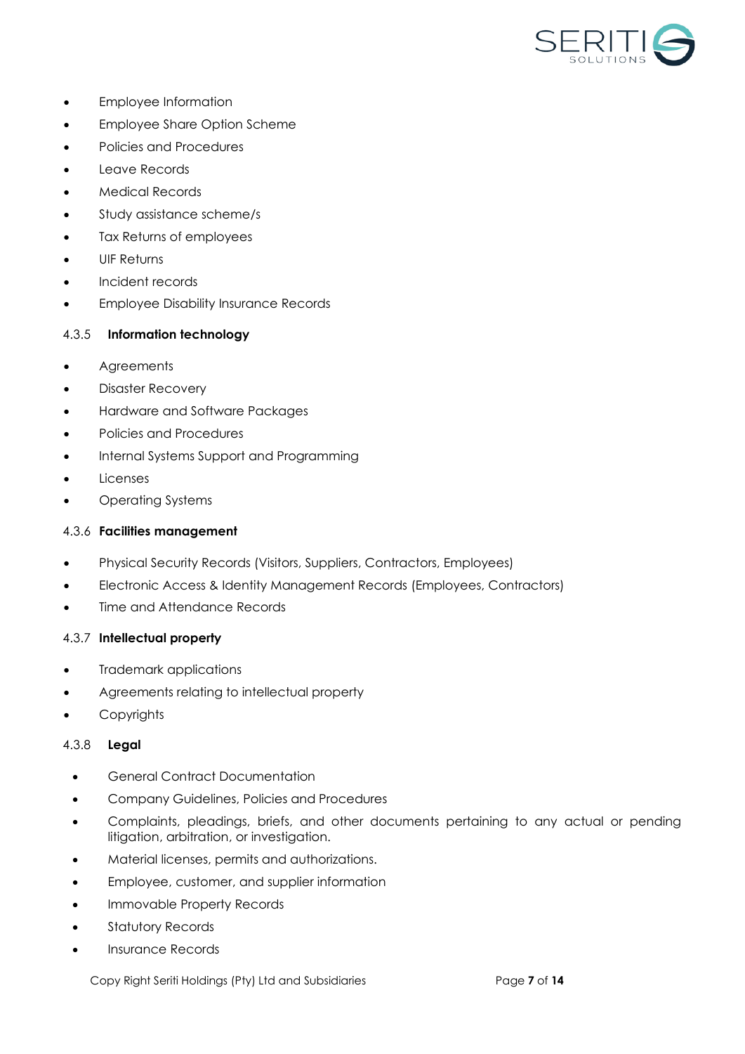- Employee Information
- Employee Share Option Scheme
- Policies and Procedures
- Leave Records
- Medical Records
- Study assistance scheme/s
- Tax Returns of employees
- UIF Returns
- Incident records
- Employee Disability Insurance Records

#### 4.3.5 **Information technology**

- Agreements
- Disaster Recovery
- Hardware and Software Packages
- Policies and Procedures
- Internal Systems Support and Programming
- Licenses
- Operating Systems

#### 4.3.6 **Facilities management**

- Physical Security Records (Visitors, Suppliers, Contractors, Employees)
- Electronic Access & Identity Management Records (Employees, Contractors)
- Time and Attendance Records

#### 4.3.7 **Intellectual property**

- Trademark applications
- Agreements relating to intellectual property
- Copyrights

#### 4.3.8 **Legal**

- General Contract Documentation
- Company Guidelines, Policies and Procedures
- Complaints, pleadings, briefs, and other documents pertaining to any actual or pending litigation, arbitration, or investigation.
- Material licenses, permits and authorizations.
- Employee, customer, and supplier information
- Immovable Property Records
- Statutory Records
- Insurance Records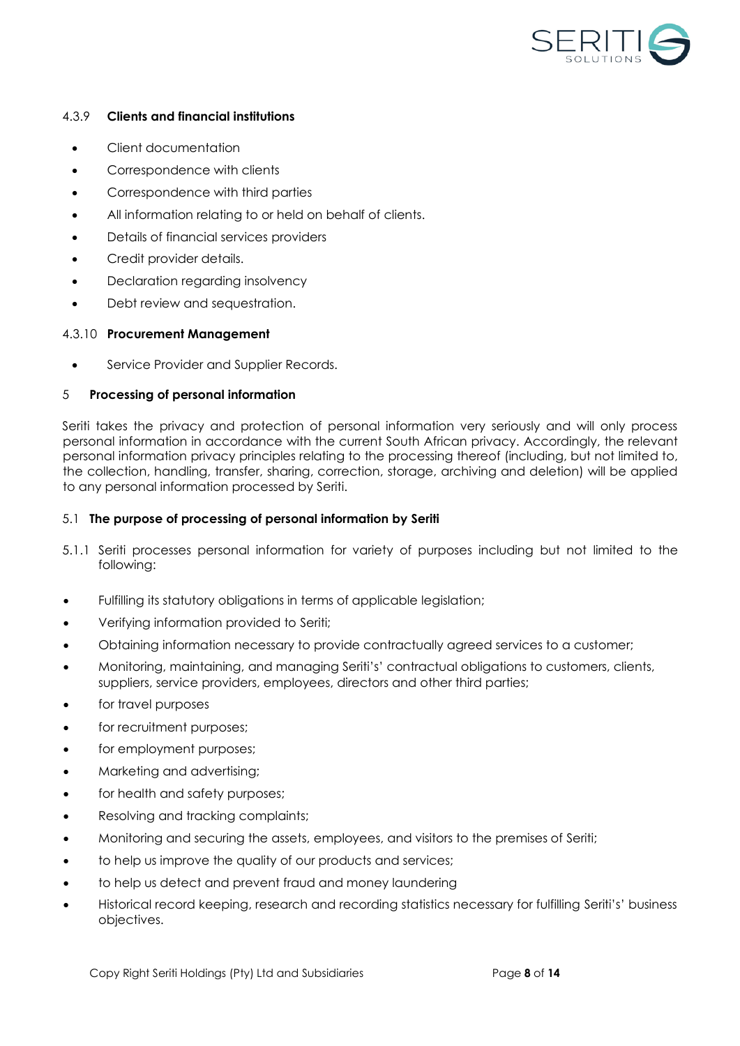#### 4.3.9 **Clients and financial institutions**

- Client documentation
- Correspondence with clients
- Correspondence with third parties
- All information relating to or held on behalf of clients.
- Details of financial services providers
- Credit provider details.
- Declaration regarding insolvency
- Debt review and sequestration.

#### 4.3.10 **Procurement Management**

- Service Provider and Supplier Records.

## 5 **Processing of personal information**

Seriti takes the privacy and protection of personal information very seriously and will only process personal information in accordance with the current South African privacy. Accordingly, the relevant personal information privacy principles relating to the processing thereof (including, but not limited to, the collection, handling, transfer, sharing, correction, storage, archiving and deletion) will be applied to any personal information processed by Seriti.

### 5.1 **The purpose of processing of personal information by Seriti**

5.1.1 Seriti processes personal information for variety of purposes including but not limited to the following:

- Fulfilling its statutory obligations in terms of applicable legislation;
- Verifying information provided to Seriti;
- Obtaining information necessary to provide contractually agreed services to a customer;
- Monitoring, maintaining, and managing Seriti's' contractual obligations to customers, clients, suppliers, service providers, employees, directors and other third parties;
- for travel purposes
- for recruitment purposes;
- for employment purposes;
- Marketing and advertising;
- for health and safety purposes;
- Resolving and tracking complaints;
- Monitoring and securing the assets, employees, and visitors to the premises of Seriti;
- to help us improve the quality of our products and services;
- to help us detect and prevent fraud and money laundering
- Historical record keeping, research and recording statistics necessary for fulfilling Seriti's' business objectives.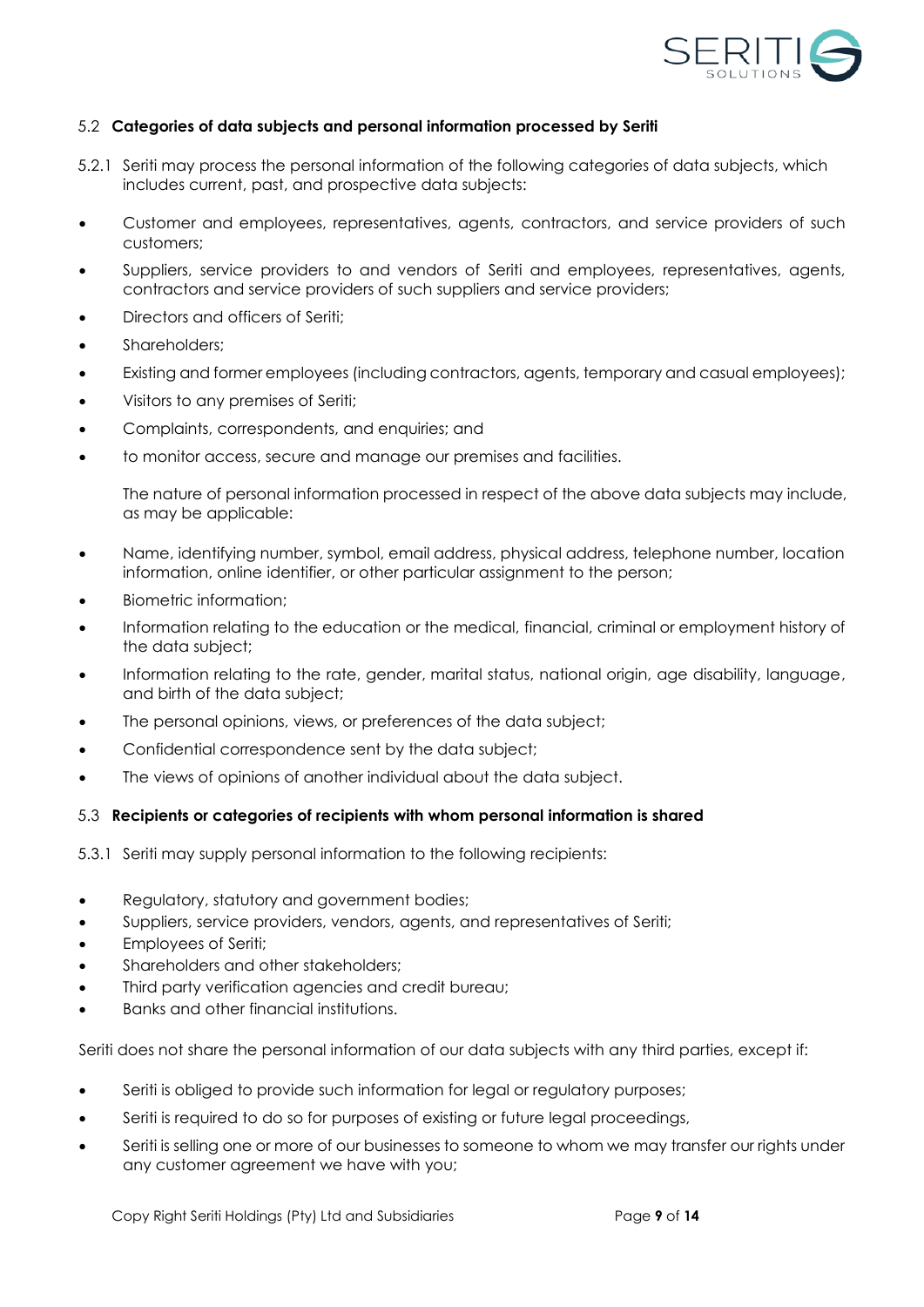### 5.2 **Categories of data subjects and personal information processed by Seriti**

5.2.1 Seriti may process the personal information of the following categories of data subjects, which includes current, past, and prospective data subjects:

- Customer and employees, representatives, agents, contractors, and service providers of such customers;
- Suppliers, service providers to and vendors of Seriti and employees, representatives, agents, contractors and service providers of such suppliers and service providers;
- Directors and officers of Seriti;
- Shareholders;
- Existing and former employees (including contractors, agents, temporary and casual employees);
- Visitors to any premises of Seriti;
- Complaints, correspondents, and enquiries; and
- to monitor access, secure and manage our premises and facilities.

The nature of personal information processed in respect of the above data subjects may include, as may be applicable:

- Name, identifying number, symbol, email address, physical address, telephone number, location information, online identifier, or other particular assignment to the person;
- Biometric information;
- Information relating to the education or the medical, financial, criminal or employment history of the data subject;
- Information relating to the rate, gender, marital status, national origin, age disability, language, and birth of the data subject;
- The personal opinions, views, or preferences of the data subject;
- Confidential correspondence sent by the data subject;
- The views of opinions of another individual about the data subject.

### 5.3 **Recipients or categories of recipients with whom personal information is shared**

5.3.1 Seriti may supply personal information to the following recipients:

- Regulatory, statutory and government bodies;
- Suppliers, service providers, vendors, agents, and representatives of Seriti;
- Employees of Seriti;
- Shareholders and other stakeholders;
- Third party verification agencies and credit bureau;
- Banks and other financial institutions.

Seriti does not share the personal information of our data subjects with any third parties, except if:

- Seriti is obliged to provide such information for legal or regulatory purposes;
- Seriti is required to do so for purposes of existing or future legal proceedings,
- Seriti is selling one or more of our businesses to someone to whom we may transfer our rights under any customer agreement we have with you;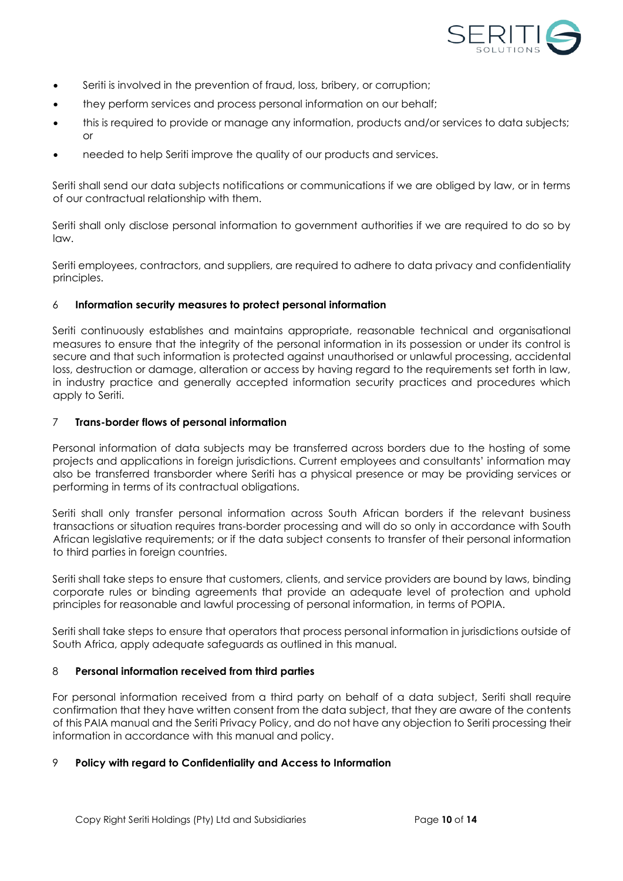- Seriti is involved in the prevention of fraud, loss, bribery, or corruption;
- they perform services and process personal information on our behalf;
- this is required to provide or manage any information, products and/or services to data subjects; or
- needed to help Seriti improve the quality of our products and services.

Seriti shall send our data subjects notifications or communications if we are obliged by law, or in terms of our contractual relationship with them.

Seriti shall only disclose personal information to government authorities if we are required to do so by law.

Seriti employees, contractors, and suppliers, are required to adhere to data privacy and confidentiality principles.

## 6 Information security measures to protect personal information

Seriti continuously establishes and maintains appropriate, reasonable technical and organisational measures to ensure that the integrity of the personal information in its possession or under its control is secure and that such information is protected against unauthorised or unlawful processing, accidental loss, destruction or damage, alteration or access by having regard to the requirements set forth in law, in industry practice and generally accepted information security practices and procedures which apply to Seriti.

## 7 Trans-border flows of personal information

Personal information of data subjects may be transferred across borders due to the hosting of some projects and applications in foreign jurisdictions. Current employees and consultants' information may also be transferred transborder where Seriti has a physical presence or may be providing services or performing in terms of its contractual obligations.

Seriti shall only transfer personal information across South African borders if the relevant business transactions or situation requires trans-border processing and will do so only in accordance with South African legislative requirements; or if the data subject consents to transfer of their personal information to third parties in foreign countries.

Seriti shall take steps to ensure that customers, clients, and service providers are bound by laws, binding corporate rules or binding agreements that provide an adequate level of protection and uphold principles for reasonable and lawful processing of personal information, in terms of POPIA.

Seriti shall take steps to ensure that operators that process personal information in jurisdictions outside of South Africa, apply adequate safeguards as outlined in this manual.

## 8 Personal information received from third parties

For personal information received from a third party on behalf of a data subject, Seriti shall require confirmation that they have written consent from the data subject, that they are aware of the contents of this PAIA manual and the Seriti Privacy Policy, and do not have any objection to Seriti processing their information in accordance with this manual and policy.

## 9 Policy with regard to Confidentiality and Access to Information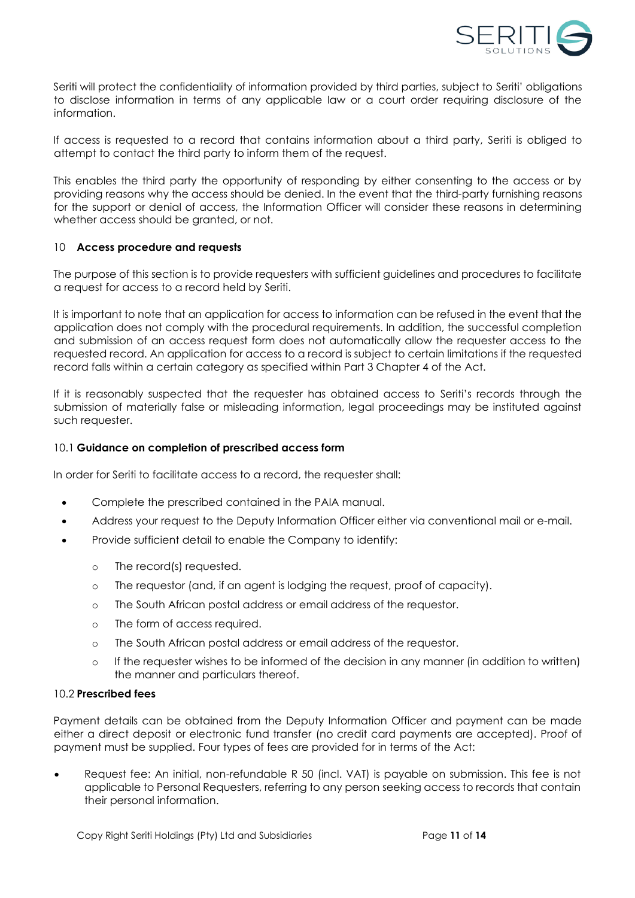Seriti will protect the confidentiality of information provided by third parties, subject to Seriti' obligations to disclose information in terms of any applicable law or a court order requiring disclosure of the information.

If access is requested to a record that contains information about a third party, Seriti is obliged to attempt to contact the third party to inform them of the request.

This enables the third party the opportunity of responding by either consenting to the access or by providing reasons why the access should be denied. In the event that the third-party furnishing reasons for the support or denial of access, the Information Officer will consider these reasons in determining whether access should be granted, or not.

## 10 Access procedure and requests

The purpose of this section is to provide requesters with sufficient guidelines and procedures to facilitate a request for access to a record held by Seriti.

It is important to note that an application for access to information can be refused in the event that the application does not comply with the procedural requirements. In addition, the successful completion and submission of an access request form does not automatically allow the requester access to the requested record. An application for access to a record is subject to certain limitations if the requested record falls within a certain category as specified within Part 3 Chapter 4 of the Act.

If it is reasonably suspected that the requester has obtained access to Seriti's records through the submission of materially false or misleading information, legal proceedings may be instituted against such requester.

### 10.1 Guidance on completion of prescribed access form

In order for Seriti to facilitate access to a record, the requester shall:

- Complete the prescribed contained in the PAIA manual.
- Address your request to the Deputy Information Officer either via conventional mail or e-mail.
- Provide sufficient detail to enable the Company to identify:
  - The record(s) requested.
  - The requestor (and, if an agent is lodging the request, proof of capacity).
  - The South African postal address or email address of the requestor.
  - The form of access required.
  - The South African postal address or email address of the requestor.
  - If the requester wishes to be informed of the decision in any manner (in addition to written) the manner and particulars thereof.

### 10.2 Prescribed fees

Payment details can be obtained from the Deputy Information Officer and payment can be made either a direct deposit or electronic fund transfer (no credit card payments are accepted). Proof of payment must be supplied. Four types of fees are provided for in terms of the Act:

- Request fee: An initial, non-refundable R 50 (incl. VAT) is payable on submission. This fee is not applicable to Personal Requesters, referring to any person seeking access to records that contain their personal information.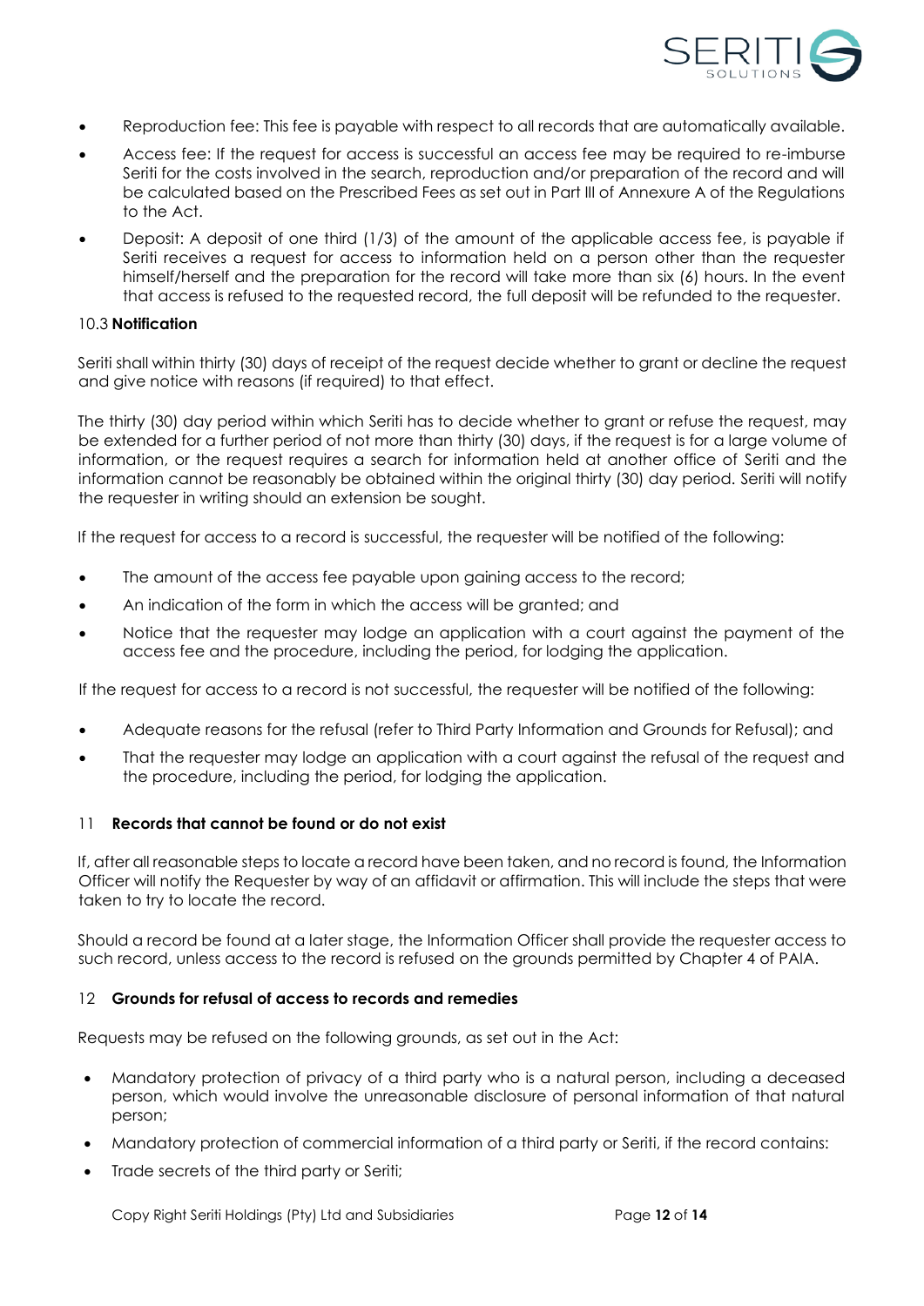- Reproduction fee: This fee is payable with respect to all records that are automatically available.
- Access fee: If the request for access is successful an access fee may be required to re-imburse Seriti for the costs involved in the search, reproduction and/or preparation of the record and will be calculated based on the Prescribed Fees as set out in Part III of Annexure A of the Regulations to the Act.
- Deposit: A deposit of one third (1/3) of the amount of the applicable access fee, is payable if Seriti receives a request for access to information held on a person other than the requester himself/herself and the preparation for the record will take more than six (6) hours. In the event that access is refused to the requested record, the full deposit will be refunded to the requester.

### 10.3 **Notification**

Seriti shall within thirty (30) days of receipt of the request decide whether to grant or decline the request and give notice with reasons (if required) to that effect.

The thirty (30) day period within which Seriti has to decide whether to grant or refuse the request, may be extended for a further period of not more than thirty (30) days, if the request is for a large volume of information, or the request requires a search for information held at another office of Seriti and the information cannot be reasonably be obtained within the original thirty (30) day period. Seriti will notify the requester in writing should an extension be sought.

If the request for access to a record is successful, the requester will be notified of the following:

- The amount of the access fee payable upon gaining access to the record;
- An indication of the form in which the access will be granted; and
- Notice that the requester may lodge an application with a court against the payment of the access fee and the procedure, including the period, for lodging the application.

If the request for access to a record is not successful, the requester will be notified of the following:

- Adequate reasons for the refusal (refer to Third Party Information and Grounds for Refusal); and
- That the requester may lodge an application with a court against the refusal of the request and the procedure, including the period, for lodging the application.

## 11 **Records that cannot be found or do not exist**

If, after all reasonable steps to locate a record have been taken, and no record is found, the Information Officer will notify the Requester by way of an affidavit or affirmation. This will include the steps that were taken to try to locate the record.

Should a record be found at a later stage, the Information Officer shall provide the requester access to such record, unless access to the record is refused on the grounds permitted by Chapter 4 of PAIA.

## 12 **Grounds for refusal of access to records and remedies**

Requests may be refused on the following grounds, as set out in the Act:

- Mandatory protection of privacy of a third party who is a natural person, including a deceased person, which would involve the unreasonable disclosure of personal information of that natural person;
- Mandatory protection of commercial information of a third party or Seriti, if the record contains:
- Trade secrets of the third party or Seriti;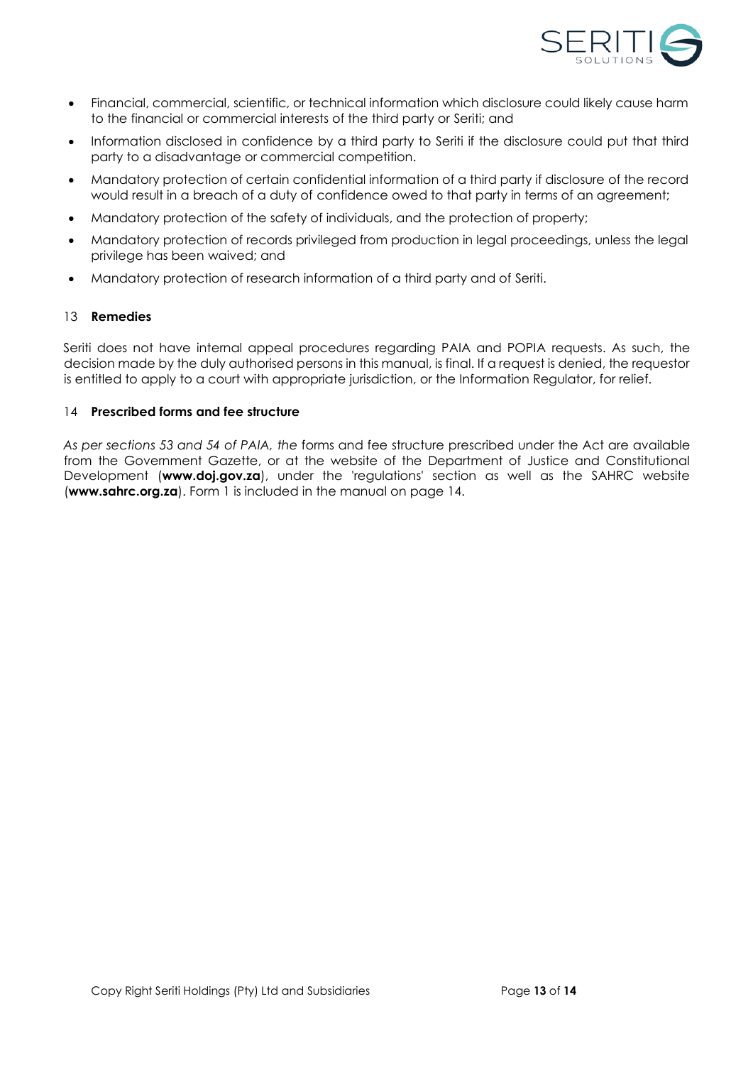- Financial, commercial, scientific, or technical information which disclosure could likely cause harm to the financial or commercial interests of the third party or Seriti; and
- Information disclosed in confidence by a third party to Seriti if the disclosure could put that third party to a disadvantage or commercial competition.
- Mandatory protection of certain confidential information of a third party if disclosure of the record would result in a breach of a duty of confidence owed to that party in terms of an agreement;
- Mandatory protection of the safety of individuals, and the protection of property;
- Mandatory protection of records privileged from production in legal proceedings, unless the legal privilege has been waived; and
- Mandatory protection of research information of a third party and of Seriti.

## 13 **Remedies**

Seriti does not have internal appeal procedures regarding PAIA and POPIA requests. As such, the decision made by the duly authorised persons in this manual, is final. If a request is denied, the requestor is entitled to apply to a court with appropriate jurisdiction, or the Information Regulator, for relief.

## 14 **Prescribed forms and fee structure**

*As per sections 53 and 54 of PAIA, the* forms and fee structure prescribed under the Act are available from the Government Gazette, or at the website of the Department of Justice and Constitutional Development (**www.doj.gov.za**), under the 'regulations' section as well as the SAHRC website (**www.sahrc.org.za**). Form 1 is included in the manual on page 14.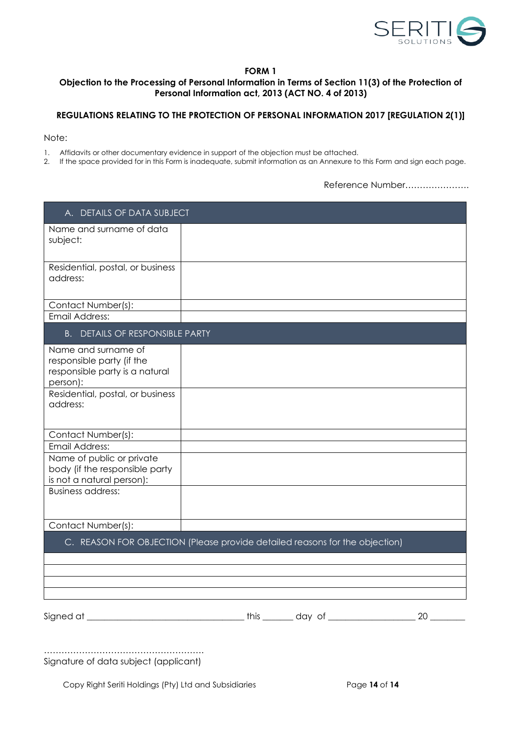**FORM 1**

**Objection to the Processing of Personal Information in Terms of Section 11(3) of the Protection of Personal Information act, 2013 (ACT NO. 4 of 2013)**

**REGULATIONS RELATING TO THE PROTECTION OF PERSONAL INFORMATION 2017 [REGULATION 2(1)]**

Note:

1. Affidavits or other documentary evidence in support of the objection must be attached.
2. If the space provided for in this Form is inadequate, submit information as an Annexure to this Form and sign each page.

Reference Number………………….

| A. DETAILS OF DATA SUBJECT | |
|---|---|
| Name and surname of data subject: | |
| Residential, postal, or business address: | |
| Contact Number(s): | |
| Email Address: | |
| **B. DETAILS OF RESPONSIBLE PARTY** | |
| Name and surname of responsible party (if the responsible party is a natural person): | |
| Residential, postal, or business address: | |
| Contact Number(s): | |
| Email Address: | |
| Name of public or private body (if the responsible party is not a natural person): | |
| Business address: | |
| Contact Number(s): | |
| **C. REASON FOR OBJECTION (Please provide detailed reasons for the objection)** | |
| | |
| | |
| | |
| | |

Signed at ________________________________ this ______ day of __________________ 20 _______

………………………………………………

Signature of data subject (applicant)